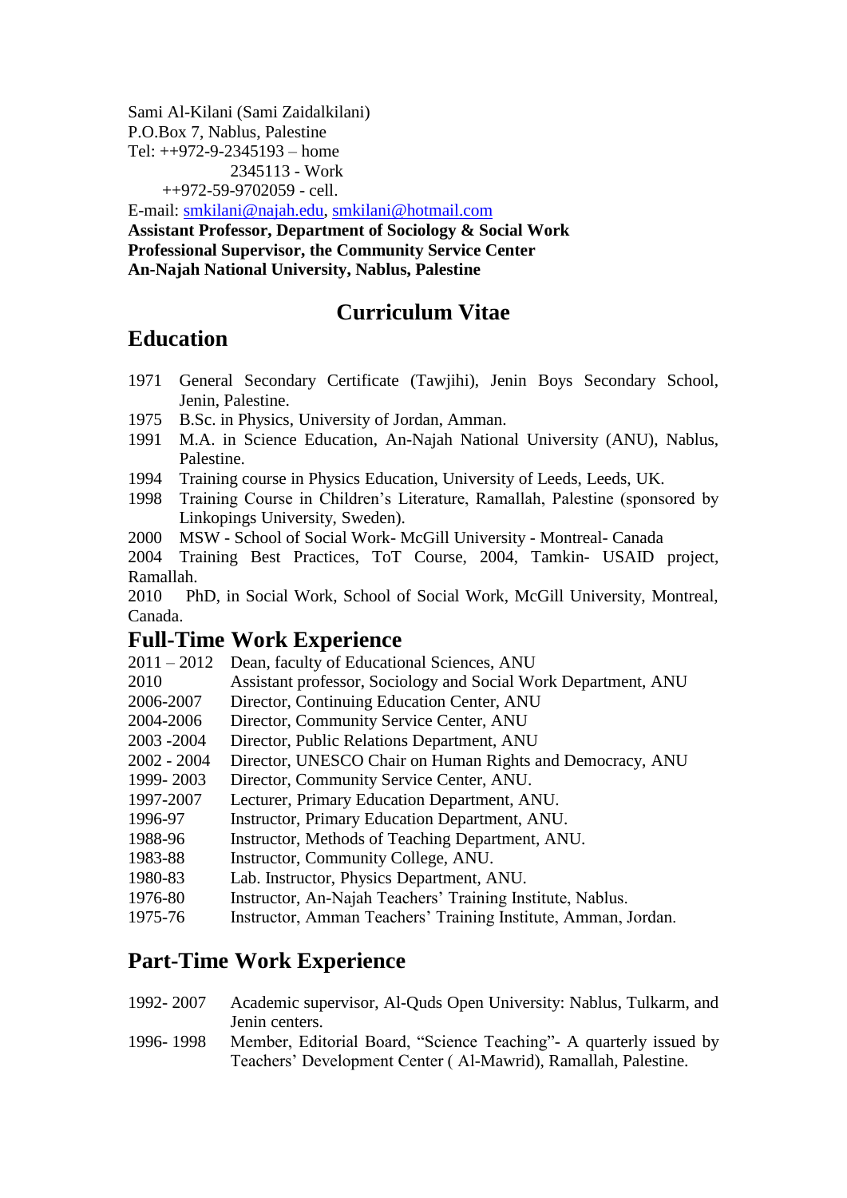Sami Al-Kilani (Sami Zaidalkilani)
P.O.Box 7, Nablus, Palestine
Tel: ++972-9-2345193 – home
2345113 - Work
++972-59-9702059 - cell.
E-mail: smkilani@najah.edu, smkilani@hotmail.com
**Assistant Professor, Department of Sociology & Social Work**
**Professional Supervisor, the Community Service Center**
**An-Najah National University, Nablus, Palestine**

# Curriculum Vitae

## Education

1971 General Secondary Certificate (Tawjihi), Jenin Boys Secondary School, Jenin, Palestine.
1975 B.Sc. in Physics, University of Jordan, Amman.
1991 M.A. in Science Education, An-Najah National University (ANU), Nablus, Palestine.
1994 Training course in Physics Education, University of Leeds, Leeds, UK.
1998 Training Course in Children's Literature, Ramallah, Palestine (sponsored by Linkopings University, Sweden).
2000 MSW - School of Social Work- McGill University - Montreal- Canada
2004 Training Best Practices, ToT Course, 2004, Tamkin- USAID project, Ramallah.
2010 PhD, in Social Work, School of Social Work, McGill University, Montreal, Canada.

## Full-Time Work Experience

2011 – 2012 Dean, faculty of Educational Sciences, ANU
2010 Assistant professor, Sociology and Social Work Department, ANU
2006-2007 Director, Continuing Education Center, ANU
2004-2006 Director, Community Service Center, ANU
2003 -2004 Director, Public Relations Department, ANU
2002 - 2004 Director, UNESCO Chair on Human Rights and Democracy, ANU
1999- 2003 Director, Community Service Center, ANU.
1997-2007 Lecturer, Primary Education Department, ANU.
1996-97 Instructor, Primary Education Department, ANU.
1988-96 Instructor, Methods of Teaching Department, ANU.
1983-88 Instructor, Community College, ANU.
1980-83 Lab. Instructor, Physics Department, ANU.
1976-80 Instructor, An-Najah Teachers' Training Institute, Nablus.
1975-76 Instructor, Amman Teachers' Training Institute, Amman, Jordan.

## Part-Time Work Experience

1992- 2007 Academic supervisor, Al-Quds Open University: Nablus, Tulkarm, and Jenin centers.
1996- 1998 Member, Editorial Board, "Science Teaching"- A quarterly issued by Teachers' Development Center ( Al-Mawrid), Ramallah, Palestine.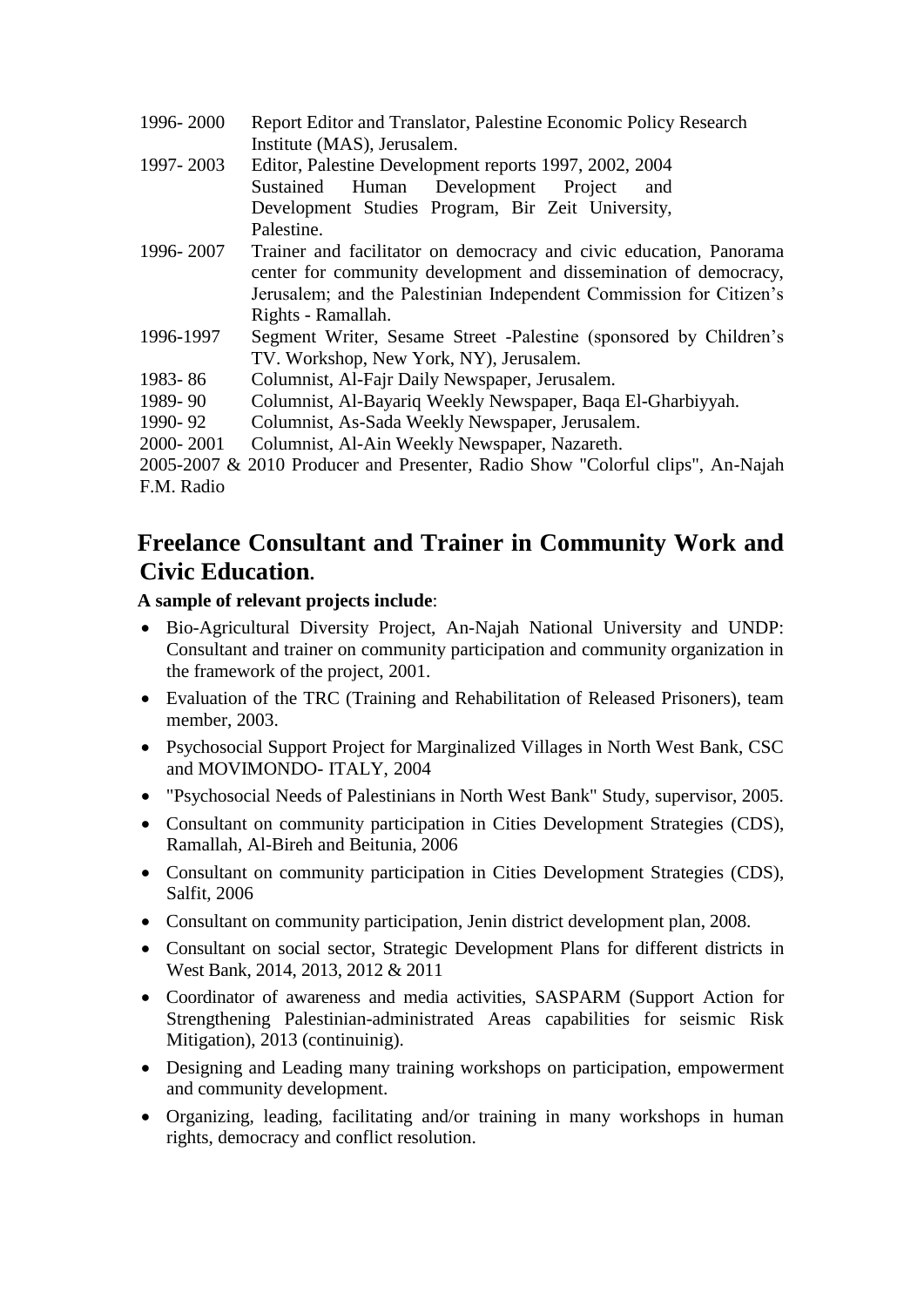| | |
|---|---|
| 1996- 2000 | Report Editor and Translator, Palestine Economic Policy Research Institute (MAS), Jerusalem. |
| 1997- 2003 | Editor, Palestine Development reports 1997, 2002, 2004 Sustained Human Development Project and Development Studies Program, Bir Zeit University, Palestine. |
| 1996- 2007 | Trainer and facilitator on democracy and civic education, Panorama center for community development and dissemination of democracy, Jerusalem; and the Palestinian Independent Commission for Citizen's Rights - Ramallah. |
| 1996-1997 | Segment Writer, Sesame Street -Palestine (sponsored by Children's TV. Workshop, New York, NY), Jerusalem. |
| 1983- 86 | Columnist, Al-Fajr Daily Newspaper, Jerusalem. |
| 1989- 90 | Columnist, Al-Bayariq Weekly Newspaper, Baqa El-Gharbiyyah. |
| 1990- 92 | Columnist, As-Sada Weekly Newspaper, Jerusalem. |
| 2000- 2001 | Columnist, Al-Ain Weekly Newspaper, Nazareth. |

2005-2007 & 2010 Producer and Presenter, Radio Show "Colorful clips", An-Najah F.M. Radio

## Freelance Consultant and Trainer in Community Work and Civic Education.

**A sample of relevant projects include**:

- Bio-Agricultural Diversity Project, An-Najah National University and UNDP: Consultant and trainer on community participation and community organization in the framework of the project, 2001.
- Evaluation of the TRC (Training and Rehabilitation of Released Prisoners), team member, 2003.
- Psychosocial Support Project for Marginalized Villages in North West Bank, CSC and MOVIMONDO- ITALY, 2004
- "Psychosocial Needs of Palestinians in North West Bank" Study, supervisor, 2005.
- Consultant on community participation in Cities Development Strategies (CDS), Ramallah, Al-Bireh and Beitunia, 2006
- Consultant on community participation in Cities Development Strategies (CDS), Salfit, 2006
- Consultant on community participation, Jenin district development plan, 2008.
- Consultant on social sector, Strategic Development Plans for different districts in West Bank, 2014, 2013, 2012 & 2011
- Coordinator of awareness and media activities, SASPARM (Support Action for Strengthening Palestinian-administrated Areas capabilities for seismic Risk Mitigation), 2013 (continuinig).
- Designing and Leading many training workshops on participation, empowerment and community development.
- Organizing, leading, facilitating and/or training in many workshops in human rights, democracy and conflict resolution.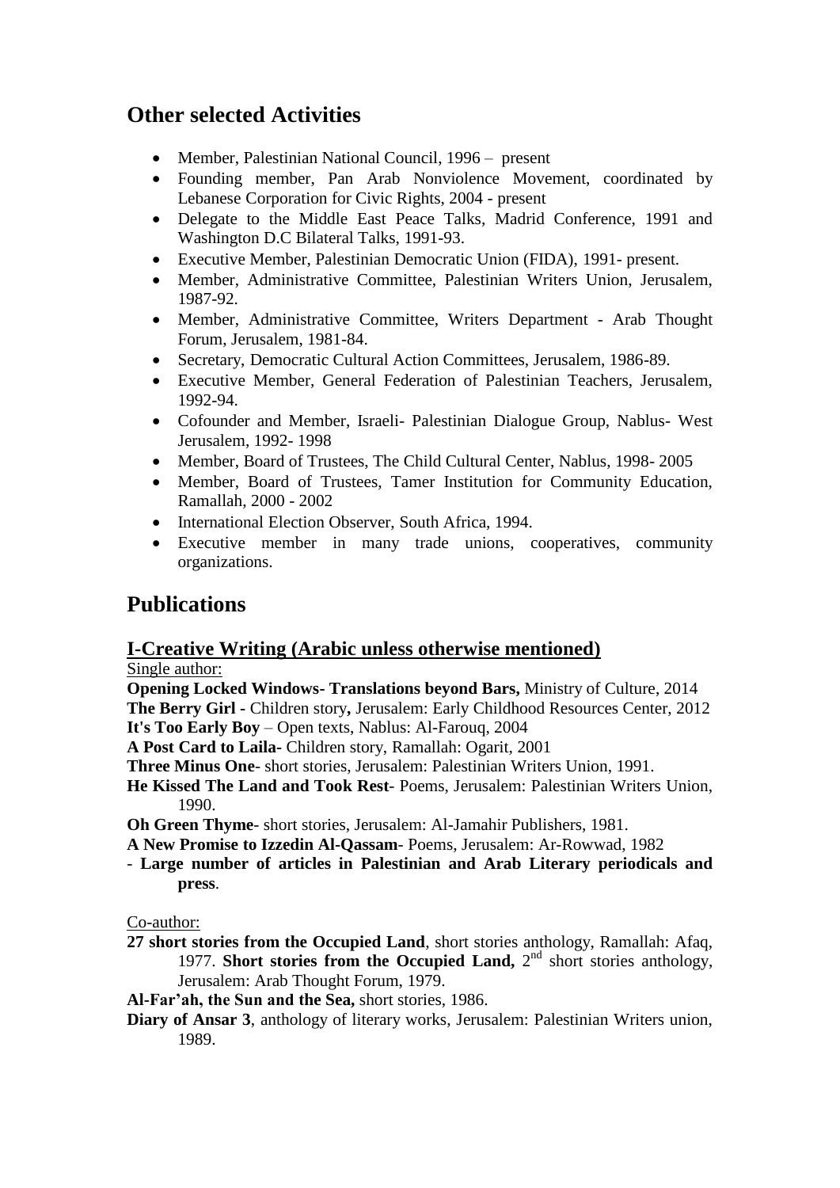## Other selected Activities

- Member, Palestinian National Council, 1996 – present
- Founding member, Pan Arab Nonviolence Movement, coordinated by Lebanese Corporation for Civic Rights, 2004 - present
- Delegate to the Middle East Peace Talks, Madrid Conference, 1991 and Washington D.C Bilateral Talks, 1991-93.
- Executive Member, Palestinian Democratic Union (FIDA), 1991- present.
- Member, Administrative Committee, Palestinian Writers Union, Jerusalem, 1987-92.
- Member, Administrative Committee, Writers Department - Arab Thought Forum, Jerusalem, 1981-84.
- Secretary, Democratic Cultural Action Committees, Jerusalem, 1986-89.
- Executive Member, General Federation of Palestinian Teachers, Jerusalem, 1992-94.
- Cofounder and Member, Israeli- Palestinian Dialogue Group, Nablus- West Jerusalem, 1992- 1998
- Member, Board of Trustees, The Child Cultural Center, Nablus, 1998- 2005
- Member, Board of Trustees, Tamer Institution for Community Education, Ramallah, 2000 - 2002
- International Election Observer, South Africa, 1994.
- Executive member in many trade unions, cooperatives, community organizations.

## Publications

### I-Creative Writing (Arabic unless otherwise mentioned)

Single author:

**Opening Locked Windows- Translations beyond Bars,** Ministry of Culture, 2014

**The Berry Girl -** Children story**,** Jerusalem: Early Childhood Resources Center, 2012

**It's Too Early Boy** – Open texts, Nablus: Al-Farouq, 2004

**A Post Card to Laila-** Children story, Ramallah: Ogarit, 2001

**Three Minus One**- short stories, Jerusalem: Palestinian Writers Union, 1991.

**He Kissed The Land and Took Rest**- Poems, Jerusalem: Palestinian Writers Union, 1990.

**Oh Green Thyme**- short stories, Jerusalem: Al-Jamahir Publishers, 1981.

**A New Promise to Izzedin Al-Qassam**- Poems, Jerusalem: Ar-Rowwad, 1982

- **Large number of articles in Palestinian and Arab Literary periodicals and press**.

Co-author:

**27 short stories from the Occupied Land**, short stories anthology, Ramallah: Afaq, 1977. **Short stories from the Occupied Land,** 2nd short stories anthology, Jerusalem: Arab Thought Forum, 1979.

**Al-Far'ah, the Sun and the Sea,** short stories, 1986.

**Diary of Ansar 3**, anthology of literary works, Jerusalem: Palestinian Writers union, 1989.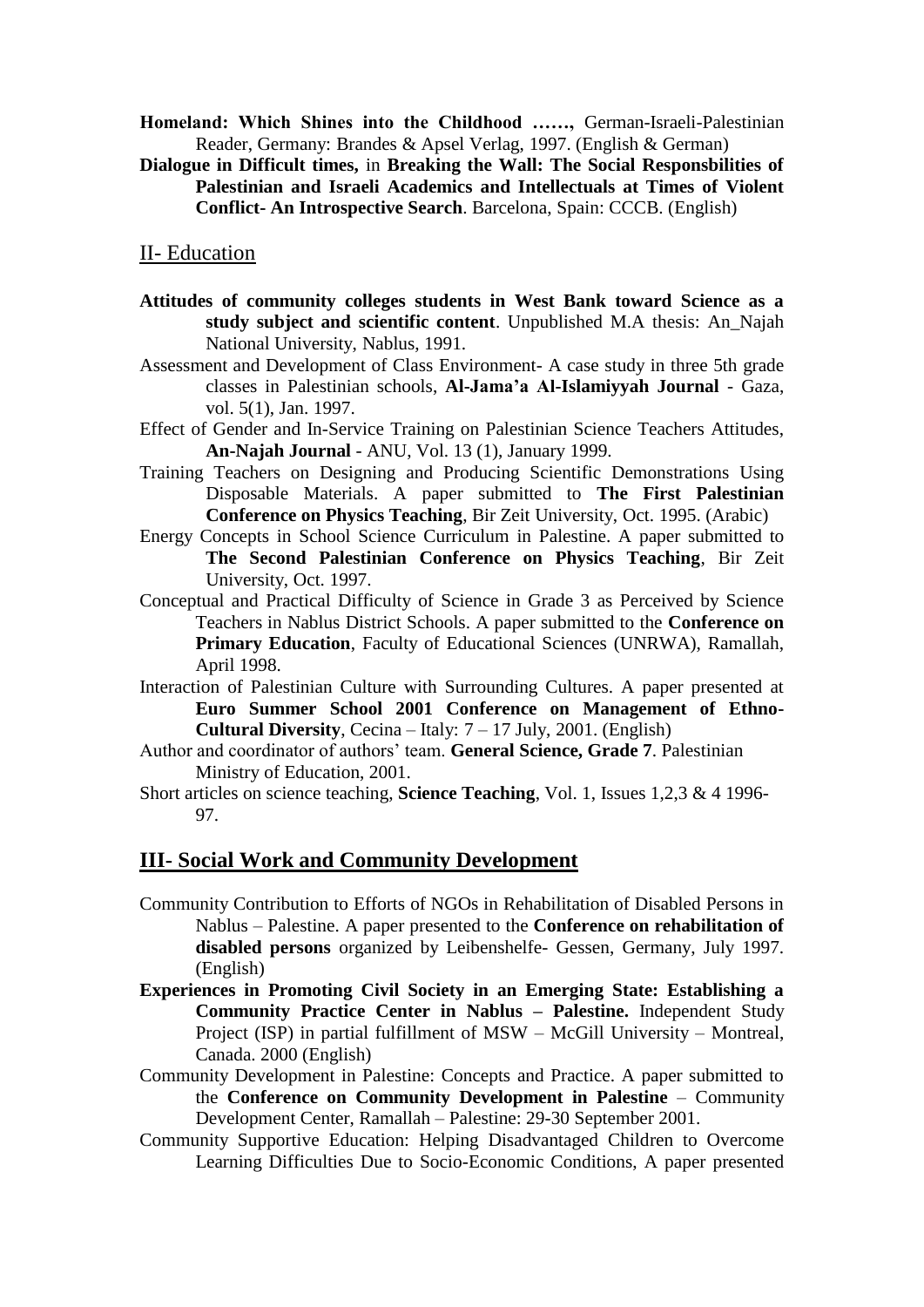**Homeland: Which Shines into the Childhood ……,** German-Israeli-Palestinian Reader, Germany: Brandes & Apsel Verlag, 1997. (English & German)

**Dialogue in Difficult times,** in **Breaking the Wall: The Social Responsbilities of Palestinian and Israeli Academics and Intellectuals at Times of Violent Conflict- An Introspective Search**. Barcelona, Spain: CCCB. (English)

## II- Education

**Attitudes of community colleges students in West Bank toward Science as a study subject and scientific content**. Unpublished M.A thesis: An_Najah National University, Nablus, 1991.

Assessment and Development of Class Environment- A case study in three 5th grade classes in Palestinian schools, **Al-Jama'a Al-Islamiyyah Journal** - Gaza, vol. 5(1), Jan. 1997.

Effect of Gender and In-Service Training on Palestinian Science Teachers Attitudes, **An-Najah Journal** - ANU, Vol. 13 (1), January 1999.

Training Teachers on Designing and Producing Scientific Demonstrations Using Disposable Materials. A paper submitted to **The First Palestinian Conference on Physics Teaching**, Bir Zeit University, Oct. 1995. (Arabic)

Energy Concepts in School Science Curriculum in Palestine. A paper submitted to **The Second Palestinian Conference on Physics Teaching**, Bir Zeit University, Oct. 1997.

Conceptual and Practical Difficulty of Science in Grade 3 as Perceived by Science Teachers in Nablus District Schools. A paper submitted to the **Conference on Primary Education**, Faculty of Educational Sciences (UNRWA), Ramallah, April 1998.

Interaction of Palestinian Culture with Surrounding Cultures. A paper presented at **Euro Summer School 2001 Conference on Management of Ethno-Cultural Diversity**, Cecina – Italy: 7 – 17 July, 2001. (English)

Author and coordinator of authors' team. **General Science, Grade 7**. Palestinian Ministry of Education, 2001.

Short articles on science teaching, **Science Teaching**, Vol. 1, Issues 1,2,3 & 4 1996-97.

## III- Social Work and Community Development

Community Contribution to Efforts of NGOs in Rehabilitation of Disabled Persons in Nablus – Palestine. A paper presented to the **Conference on rehabilitation of disabled persons** organized by Leibenshelfe- Gessen, Germany, July 1997. (English)

**Experiences in Promoting Civil Society in an Emerging State: Establishing a Community Practice Center in Nablus – Palestine.** Independent Study Project (ISP) in partial fulfillment of MSW – McGill University – Montreal, Canada. 2000 (English)

Community Development in Palestine: Concepts and Practice. A paper submitted to the **Conference on Community Development in Palestine** – Community Development Center, Ramallah – Palestine: 29-30 September 2001.

Community Supportive Education: Helping Disadvantaged Children to Overcome Learning Difficulties Due to Socio-Economic Conditions, A paper presented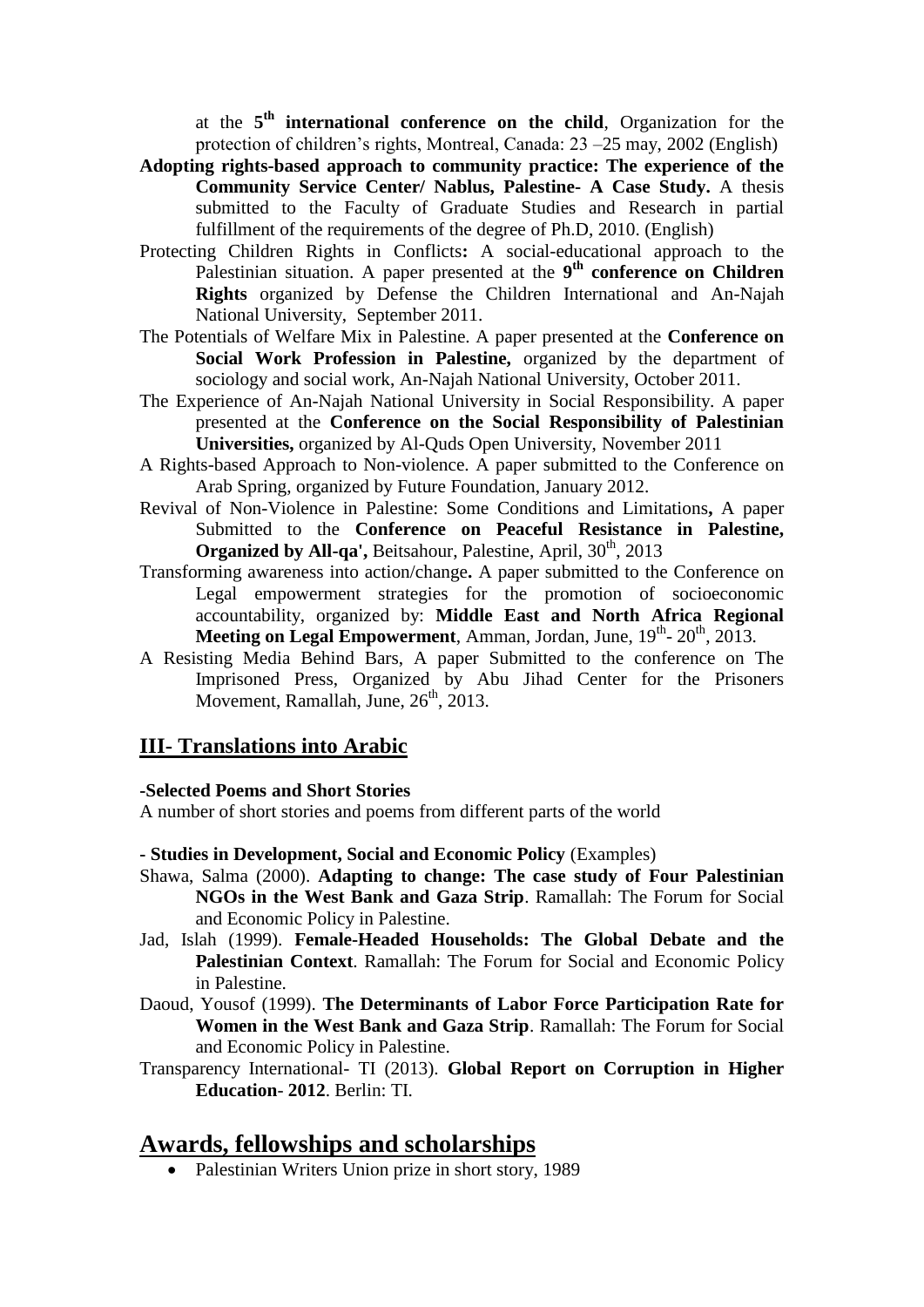at the 5th **international conference on the child**, Organization for the protection of children's rights, Montreal, Canada: 23 –25 may, 2002 (English)

**Adopting rights-based approach to community practice: The experience of the Community Service Center/ Nablus, Palestine- A Case Study.** A thesis submitted to the Faculty of Graduate Studies and Research in partial fulfillment of the requirements of the degree of Ph.D, 2010. (English)

Protecting Children Rights in Conflicts**:** A social-educational approach to the Palestinian situation. A paper presented at the **9th conference on Children Rights** organized by Defense the Children International and An-Najah National University, September 2011.

The Potentials of Welfare Mix in Palestine. A paper presented at the **Conference on Social Work Profession in Palestine,** organized by the department of sociology and social work, An-Najah National University, October 2011.

The Experience of An-Najah National University in Social Responsibility. A paper presented at the **Conference on the Social Responsibility of Palestinian Universities,** organized by Al-Quds Open University, November 2011

A Rights-based Approach to Non-violence. A paper submitted to the Conference on Arab Spring, organized by Future Foundation, January 2012.

Revival of Non-Violence in Palestine: Some Conditions and Limitations**,** A paper Submitted to the **Conference on Peaceful Resistance in Palestine, Organized by All-qa',** Beitsahour, Palestine, April, 30th, 2013

Transforming awareness into action/change**.** A paper submitted to the Conference on Legal empowerment strategies for the promotion of socioeconomic accountability, organized by: **Middle East and North Africa Regional Meeting on Legal Empowerment**, Amman, Jordan, June, 19th- 20th, 2013.

A Resisting Media Behind Bars, A paper Submitted to the conference on The Imprisoned Press, Organized by Abu Jihad Center for the Prisoners Movement, Ramallah, June, 26th, 2013.

## III- Translations into Arabic

**-Selected Poems and Short Stories**

A number of short stories and poems from different parts of the world

**- Studies in Development, Social and Economic Policy** (Examples)

Shawa, Salma (2000). **Adapting to change: The case study of Four Palestinian NGOs in the West Bank and Gaza Strip**. Ramallah: The Forum for Social and Economic Policy in Palestine.

Jad, Islah (1999). **Female-Headed Households: The Global Debate and the Palestinian Context**. Ramallah: The Forum for Social and Economic Policy in Palestine.

Daoud, Yousof (1999). **The Determinants of Labor Force Participation Rate for Women in the West Bank and Gaza Strip**. Ramallah: The Forum for Social and Economic Policy in Palestine.

Transparency International- TI (2013). **Global Report on Corruption in Higher Education- 2012**. Berlin: TI.

# Awards, fellowships and scholarships

- Palestinian Writers Union prize in short story, 1989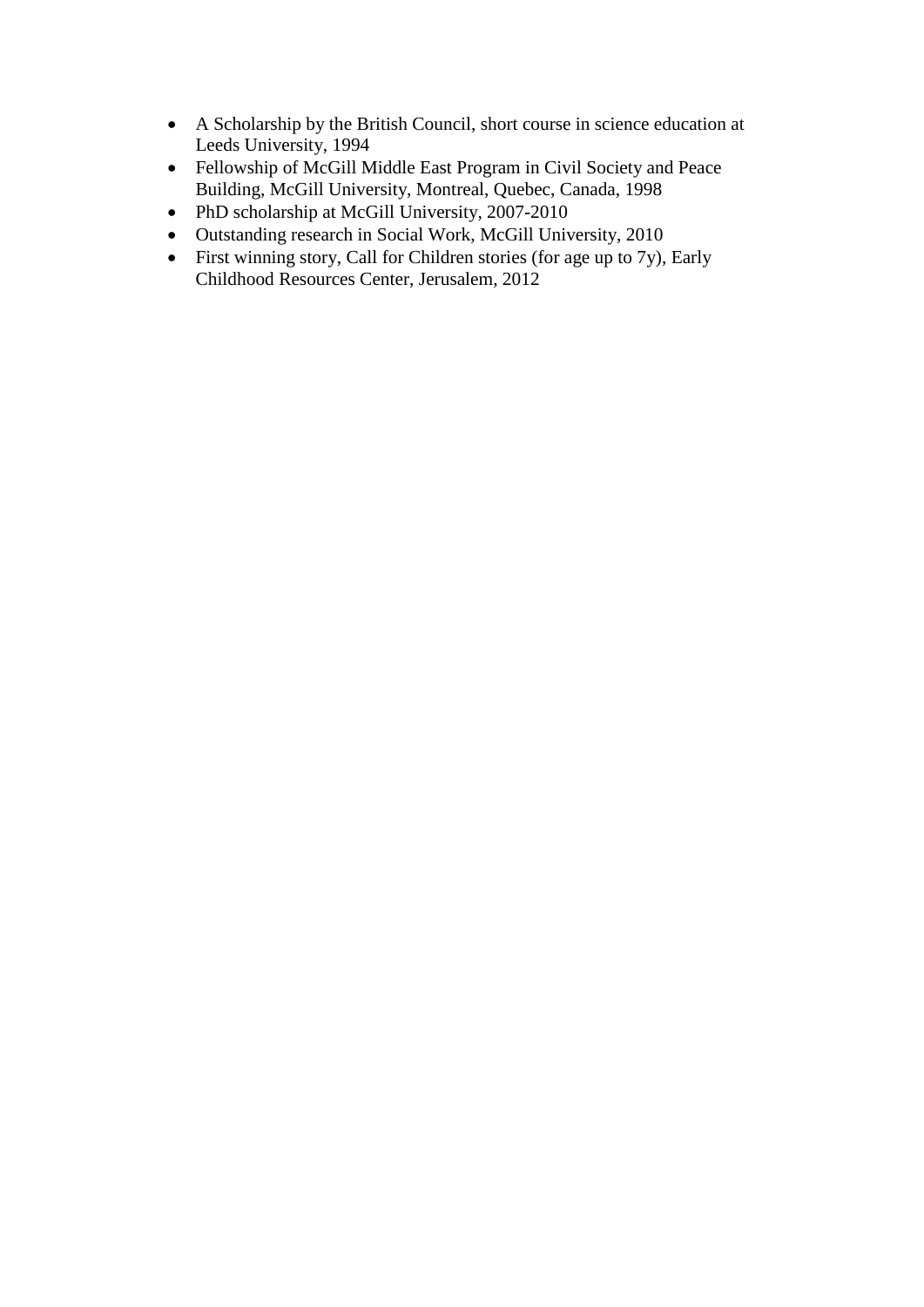- A Scholarship by the British Council, short course in science education at Leeds University, 1994
- Fellowship of McGill Middle East Program in Civil Society and Peace Building, McGill University, Montreal, Quebec, Canada, 1998
- PhD scholarship at McGill University, 2007-2010
- Outstanding research in Social Work, McGill University, 2010
- First winning story, Call for Children stories (for age up to 7y), Early Childhood Resources Center, Jerusalem, 2012